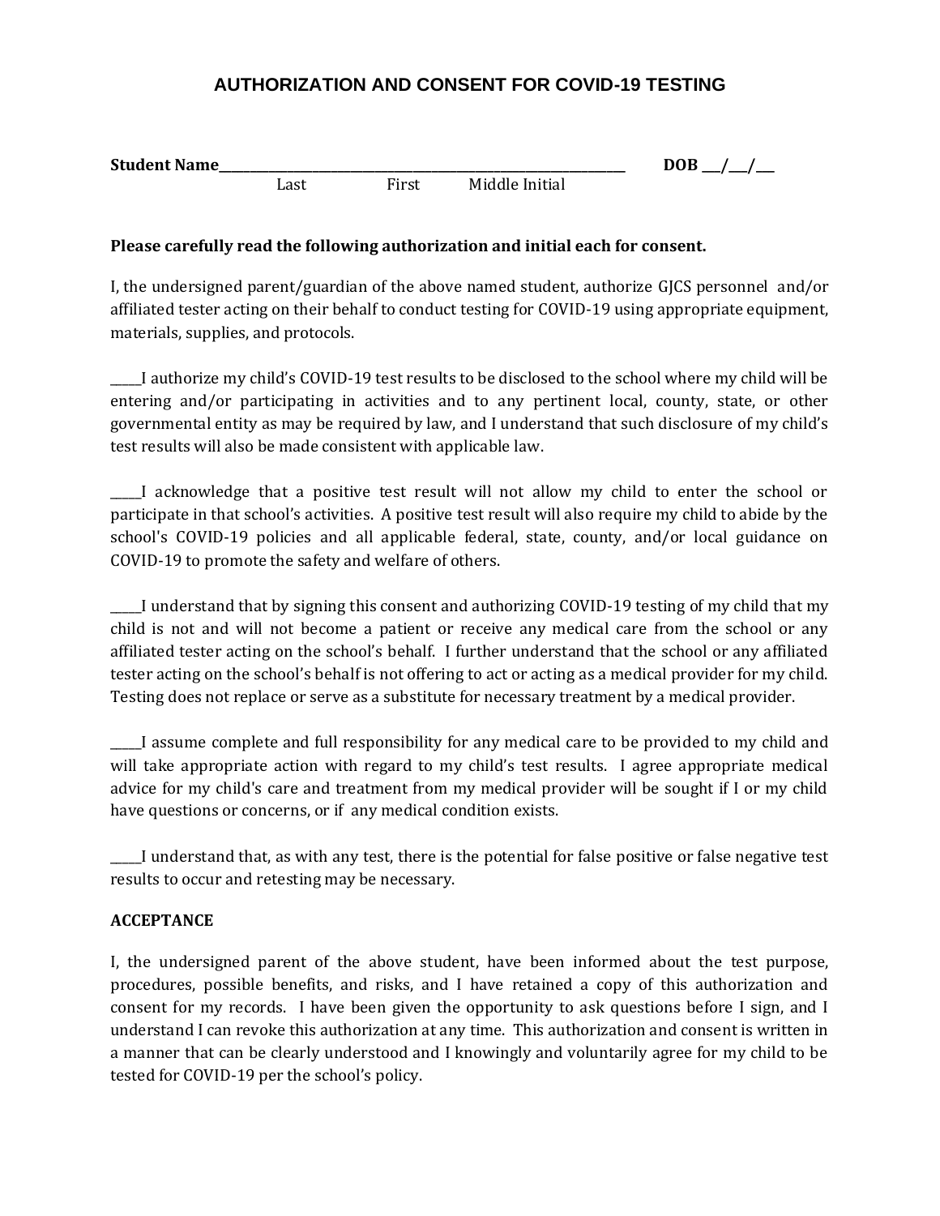# AUTHORIZATION AND CONSENT FOR COVID-19 TESTING

**Student Name**_____________________________________________ **DOB** ___/___/___
Last First Middle Initial

**Please carefully read the following authorization and initial each for consent.**

I, the undersigned parent/guardian of the above named student, authorize GJCS personnel and/or affiliated tester acting on their behalf to conduct testing for COVID-19 using appropriate equipment, materials, supplies, and protocols.

_____I authorize my child's COVID-19 test results to be disclosed to the school where my child will be entering and/or participating in activities and to any pertinent local, county, state, or other governmental entity as may be required by law, and I understand that such disclosure of my child's test results will also be made consistent with applicable law.

_____I acknowledge that a positive test result will not allow my child to enter the school or participate in that school's activities. A positive test result will also require my child to abide by the school's COVID-19 policies and all applicable federal, state, county, and/or local guidance on COVID-19 to promote the safety and welfare of others.

_____I understand that by signing this consent and authorizing COVID-19 testing of my child that my child is not and will not become a patient or receive any medical care from the school or any affiliated tester acting on the school's behalf. I further understand that the school or any affiliated tester acting on the school's behalf is not offering to act or acting as a medical provider for my child. Testing does not replace or serve as a substitute for necessary treatment by a medical provider.

_____I assume complete and full responsibility for any medical care to be provided to my child and will take appropriate action with regard to my child's test results. I agree appropriate medical advice for my child's care and treatment from my medical provider will be sought if I or my child have questions or concerns, or if any medical condition exists.

_____I understand that, as with any test, there is the potential for false positive or false negative test results to occur and retesting may be necessary.

**ACCEPTANCE**

I, the undersigned parent of the above student, have been informed about the test purpose, procedures, possible benefits, and risks, and I have retained a copy of this authorization and consent for my records. I have been given the opportunity to ask questions before I sign, and I understand I can revoke this authorization at any time. This authorization and consent is written in a manner that can be clearly understood and I knowingly and voluntarily agree for my child to be tested for COVID-19 per the school's policy.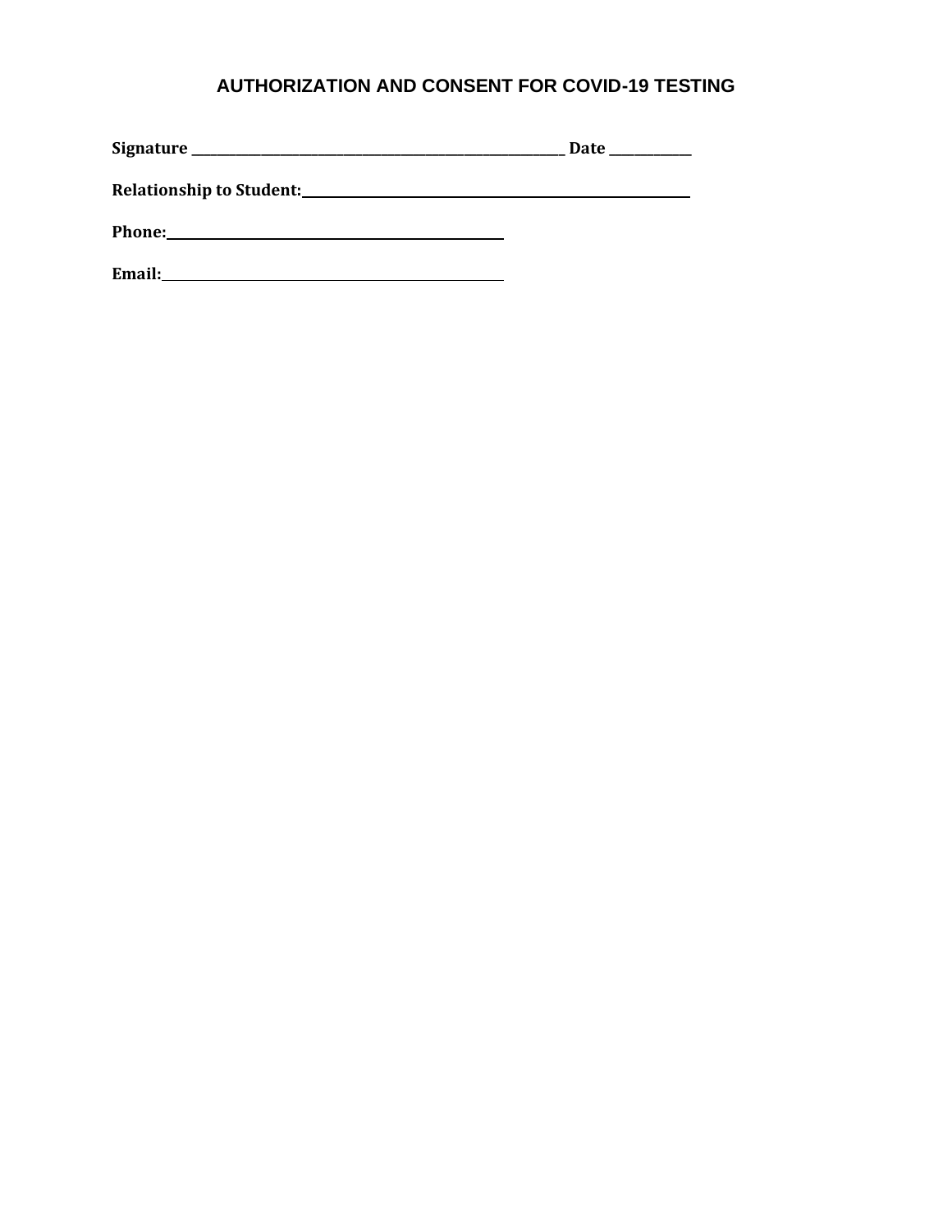## AUTHORIZATION AND CONSENT FOR COVID-19 TESTING

**Signature** ______________________________________________________ **Date** ___________

**Relationship to Student:**______________________________________________________

**Phone:**______________________________________________

**Email:**______________________________________________